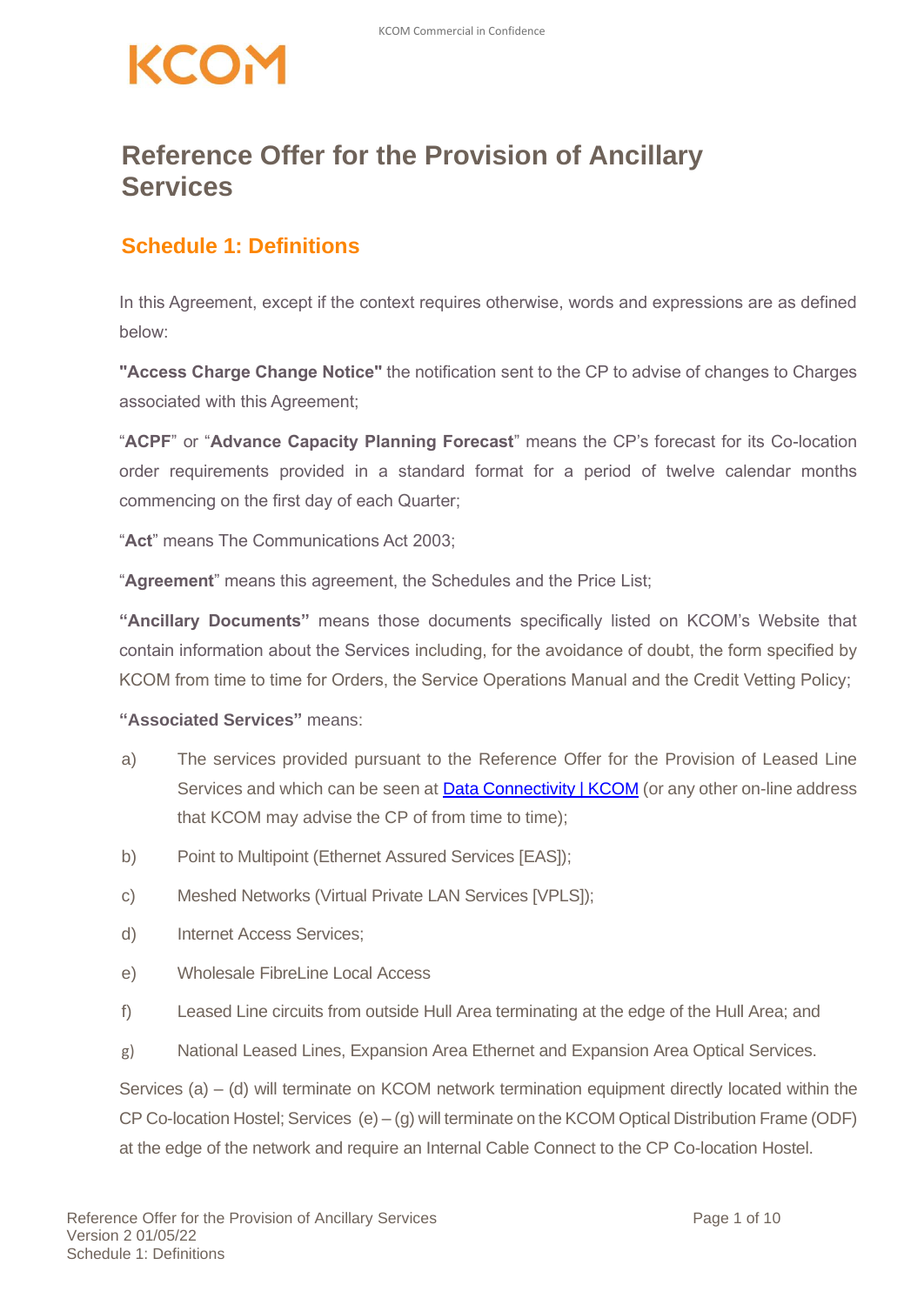# Reference Offer for the Provision of Ancillary Services

## Schedule 1: Definitions

In this Agreement, except if the context requires otherwise, words and expressions are as defined below:

**"Access Charge Change Notice"** the notification sent to the CP to advise of changes to Charges associated with this Agreement;

"**ACPF**" or "**Advance Capacity Planning Forecast**" means the CP's forecast for its Co-location order requirements provided in a standard format for a period of twelve calendar months commencing on the first day of each Quarter;

"**Act**" means The Communications Act 2003;

"**Agreement**" means this agreement, the Schedules and the Price List;

**"Ancillary Documents"** means those documents specifically listed on KCOM's Website that contain information about the Services including, for the avoidance of doubt, the form specified by KCOM from time to time for Orders, the Service Operations Manual and the Credit Vetting Policy;

**"Associated Services"** means:

a) The services provided pursuant to the Reference Offer for the Provision of Leased Line Services and which can be seen at Data Connectivity | KCOM (or any other on-line address that KCOM may advise the CP of from time to time);

b) Point to Multipoint (Ethernet Assured Services [EAS]);

c) Meshed Networks (Virtual Private LAN Services [VPLS]);

d) Internet Access Services;

e) Wholesale FibreLine Local Access

f) Leased Line circuits from outside Hull Area terminating at the edge of the Hull Area; and

g) National Leased Lines, Expansion Area Ethernet and Expansion Area Optical Services.

Services (a) – (d) will terminate on KCOM network termination equipment directly located within the CP Co-location Hostel; Services (e) – (g) will terminate on the KCOM Optical Distribution Frame (ODF) at the edge of the network and require an Internal Cable Connect to the CP Co-location Hostel.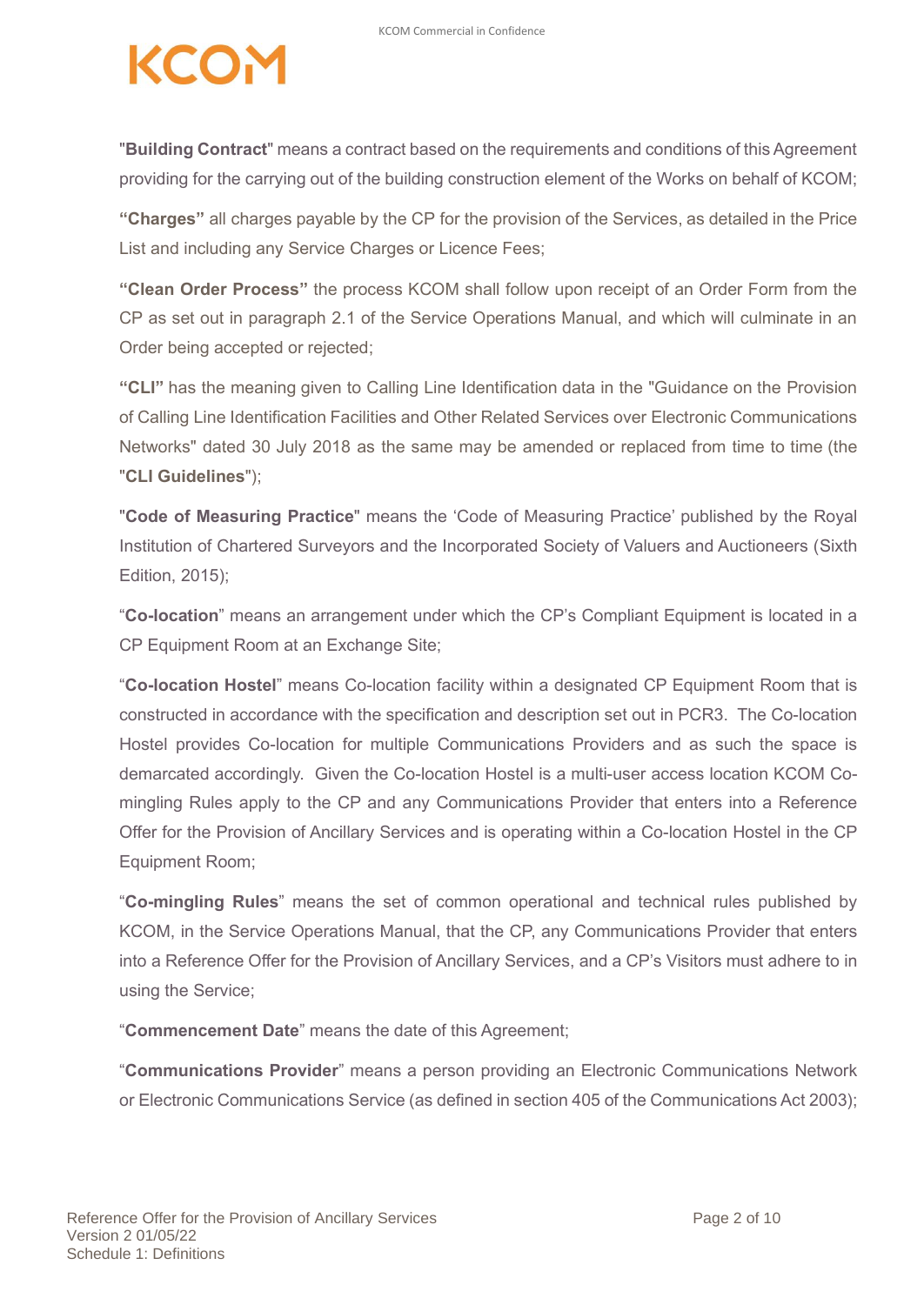"**Building Contract**" means a contract based on the requirements and conditions of this Agreement providing for the carrying out of the building construction element of the Works on behalf of KCOM;

**"Charges"** all charges payable by the CP for the provision of the Services, as detailed in the Price List and including any Service Charges or Licence Fees;

**"Clean Order Process"** the process KCOM shall follow upon receipt of an Order Form from the CP as set out in paragraph 2.1 of the Service Operations Manual, and which will culminate in an Order being accepted or rejected;

**"CLI"** has the meaning given to Calling Line Identification data in the "Guidance on the Provision of Calling Line Identification Facilities and Other Related Services over Electronic Communications Networks" dated 30 July 2018 as the same may be amended or replaced from time to time (the "**CLI Guidelines**");

"**Code of Measuring Practice**" means the 'Code of Measuring Practice' published by the Royal Institution of Chartered Surveyors and the Incorporated Society of Valuers and Auctioneers (Sixth Edition, 2015);

"**Co-location**" means an arrangement under which the CP's Compliant Equipment is located in a CP Equipment Room at an Exchange Site;

"**Co-location Hostel**" means Co-location facility within a designated CP Equipment Room that is constructed in accordance with the specification and description set out in PCR3. The Co-location Hostel provides Co-location for multiple Communications Providers and as such the space is demarcated accordingly. Given the Co-location Hostel is a multi-user access location KCOM Co-mingling Rules apply to the CP and any Communications Provider that enters into a Reference Offer for the Provision of Ancillary Services and is operating within a Co-location Hostel in the CP Equipment Room;

"**Co-mingling Rules**" means the set of common operational and technical rules published by KCOM, in the Service Operations Manual, that the CP, any Communications Provider that enters into a Reference Offer for the Provision of Ancillary Services, and a CP's Visitors must adhere to in using the Service;

"**Commencement Date**" means the date of this Agreement;

"**Communications Provider**" means a person providing an Electronic Communications Network or Electronic Communications Service (as defined in section 405 of the Communications Act 2003);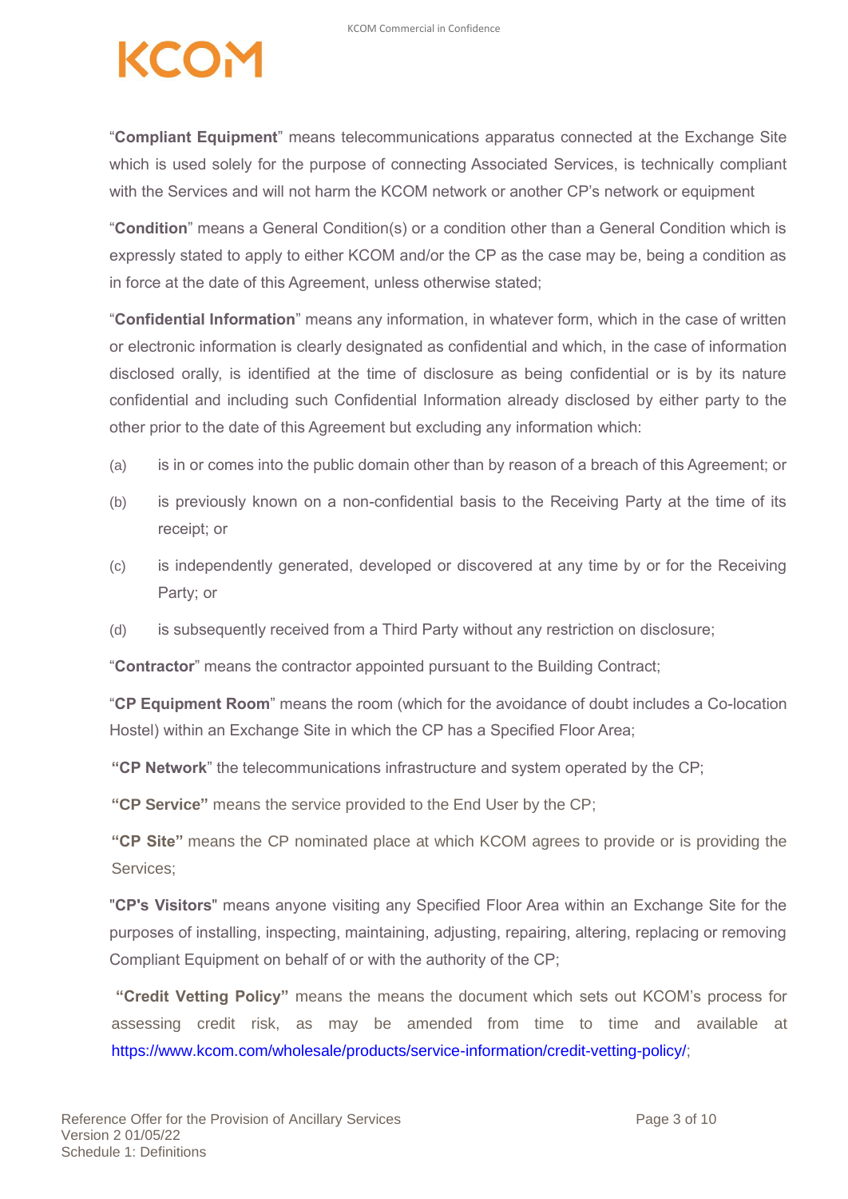"**Compliant Equipment**" means telecommunications apparatus connected at the Exchange Site which is used solely for the purpose of connecting Associated Services, is technically compliant with the Services and will not harm the KCOM network or another CP's network or equipment

"**Condition**" means a General Condition(s) or a condition other than a General Condition which is expressly stated to apply to either KCOM and/or the CP as the case may be, being a condition as in force at the date of this Agreement, unless otherwise stated;

"**Confidential Information**" means any information, in whatever form, which in the case of written or electronic information is clearly designated as confidential and which, in the case of information disclosed orally, is identified at the time of disclosure as being confidential or is by its nature confidential and including such Confidential Information already disclosed by either party to the other prior to the date of this Agreement but excluding any information which:

(a) is in or comes into the public domain other than by reason of a breach of this Agreement; or

(b) is previously known on a non-confidential basis to the Receiving Party at the time of its receipt; or

(c) is independently generated, developed or discovered at any time by or for the Receiving Party; or

(d) is subsequently received from a Third Party without any restriction on disclosure;

"**Contractor**" means the contractor appointed pursuant to the Building Contract;

"**CP Equipment Room**" means the room (which for the avoidance of doubt includes a Co-location Hostel) within an Exchange Site in which the CP has a Specified Floor Area;

"**CP Network**" the telecommunications infrastructure and system operated by the CP;

"**CP Service**" means the service provided to the End User by the CP;

"**CP Site**" means the CP nominated place at which KCOM agrees to provide or is providing the Services;

"**CP's Visitors**" means anyone visiting any Specified Floor Area within an Exchange Site for the purposes of installing, inspecting, maintaining, adjusting, repairing, altering, replacing or removing Compliant Equipment on behalf of or with the authority of the CP;

"**Credit Vetting Policy**" means the means the document which sets out KCOM's process for assessing credit risk, as may be amended from time to time and available at https://www.kcom.com/wholesale/products/service-information/credit-vetting-policy/;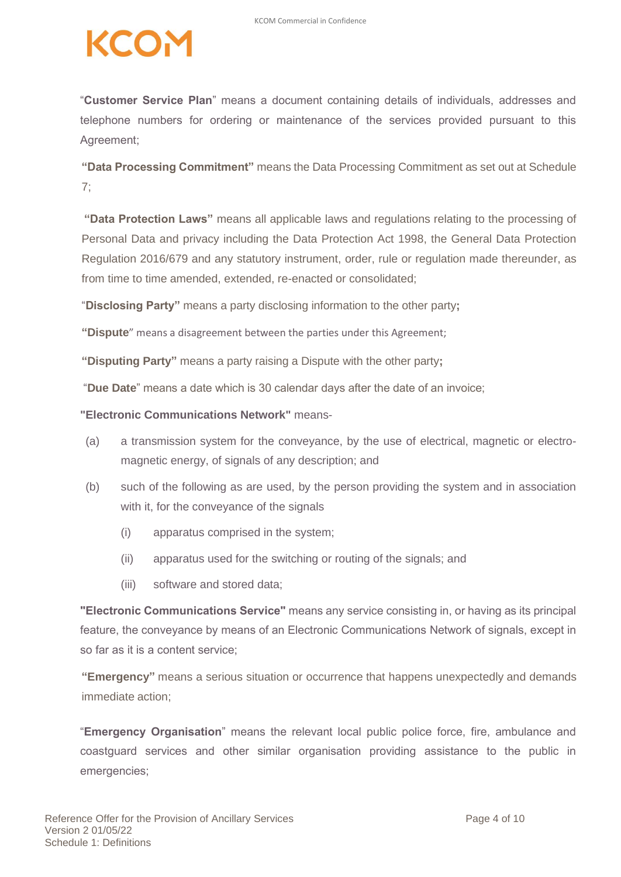"**Customer Service Plan**" means a document containing details of individuals, addresses and telephone numbers for ordering or maintenance of the services provided pursuant to this Agreement;

**"Data Processing Commitment"** means the Data Processing Commitment as set out at Schedule 7;

**"Data Protection Laws"** means all applicable laws and regulations relating to the processing of Personal Data and privacy including the Data Protection Act 1998, the General Data Protection Regulation 2016/679 and any statutory instrument, order, rule or regulation made thereunder, as from time to time amended, extended, re-enacted or consolidated;

"**Disclosing Party"** means a party disclosing information to the other party**;**

**"Dispute**" means a disagreement between the parties under this Agreement;

**"Disputing Party"** means a party raising a Dispute with the other party**;**

"**Due Date**" means a date which is 30 calendar days after the date of an invoice;

**"Electronic Communications Network"** means-

(a) a transmission system for the conveyance, by the use of electrical, magnetic or electro-magnetic energy, of signals of any description; and

(b) such of the following as are used, by the person providing the system and in association with it, for the conveyance of the signals

  (i) apparatus comprised in the system;

  (ii) apparatus used for the switching or routing of the signals; and

  (iii) software and stored data;

**"Electronic Communications Service"** means any service consisting in, or having as its principal feature, the conveyance by means of an Electronic Communications Network of signals, except in so far as it is a content service;

**"Emergency"** means a serious situation or occurrence that happens unexpectedly and demands immediate action;

"**Emergency Organisation**" means the relevant local public police force, fire, ambulance and coastguard services and other similar organisation providing assistance to the public in emergencies;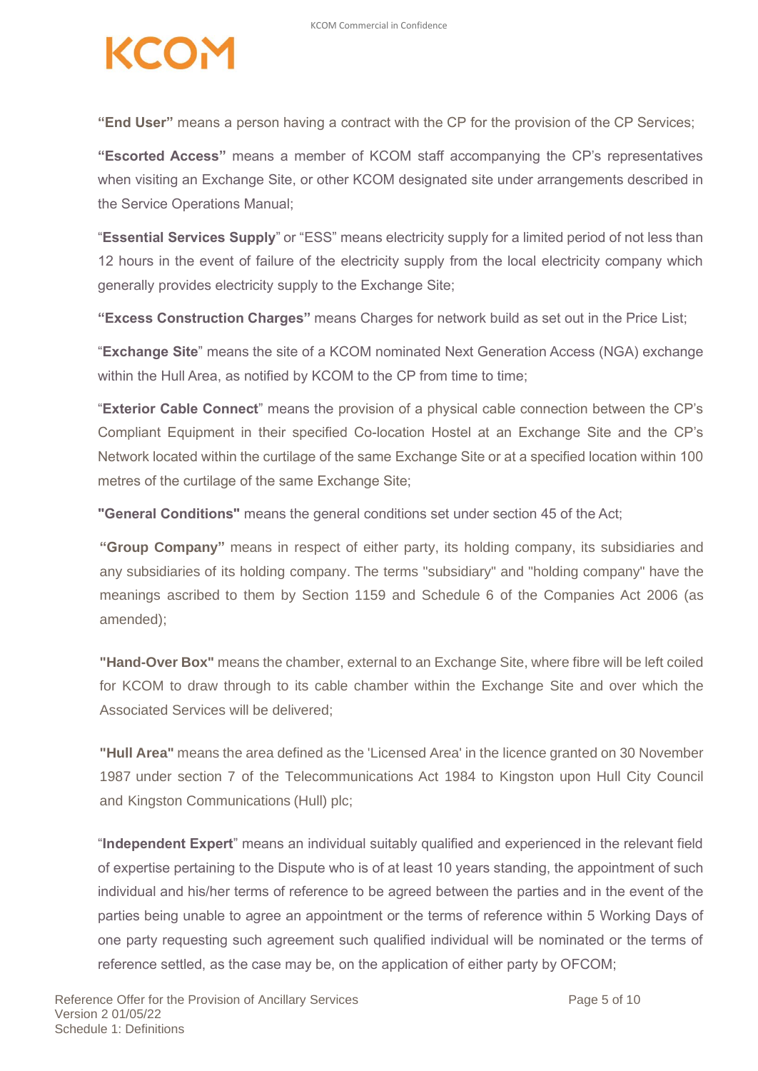**"End User"** means a person having a contract with the CP for the provision of the CP Services;

**"Escorted Access"** means a member of KCOM staff accompanying the CP's representatives when visiting an Exchange Site, or other KCOM designated site under arrangements described in the Service Operations Manual;

"**Essential Services Supply**" or "ESS" means electricity supply for a limited period of not less than 12 hours in the event of failure of the electricity supply from the local electricity company which generally provides electricity supply to the Exchange Site;

**"Excess Construction Charges"** means Charges for network build as set out in the Price List;

"**Exchange Site**" means the site of a KCOM nominated Next Generation Access (NGA) exchange within the Hull Area, as notified by KCOM to the CP from time to time;

"**Exterior Cable Connect**" means the provision of a physical cable connection between the CP's Compliant Equipment in their specified Co-location Hostel at an Exchange Site and the CP's Network located within the curtilage of the same Exchange Site or at a specified location within 100 metres of the curtilage of the same Exchange Site;

**"General Conditions"** means the general conditions set under section 45 of the Act;

**"Group Company"** means in respect of either party, its holding company, its subsidiaries and any subsidiaries of its holding company. The terms "subsidiary" and "holding company" have the meanings ascribed to them by Section 1159 and Schedule 6 of the Companies Act 2006 (as amended);

**"Hand-Over Box"** means the chamber, external to an Exchange Site, where fibre will be left coiled for KCOM to draw through to its cable chamber within the Exchange Site and over which the Associated Services will be delivered;

**"Hull Area"** means the area defined as the 'Licensed Area' in the licence granted on 30 November 1987 under section 7 of the Telecommunications Act 1984 to Kingston upon Hull City Council and Kingston Communications (Hull) plc;

"**Independent Expert**" means an individual suitably qualified and experienced in the relevant field of expertise pertaining to the Dispute who is of at least 10 years standing, the appointment of such individual and his/her terms of reference to be agreed between the parties and in the event of the parties being unable to agree an appointment or the terms of reference within 5 Working Days of one party requesting such agreement such qualified individual will be nominated or the terms of reference settled, as the case may be, on the application of either party by OFCOM;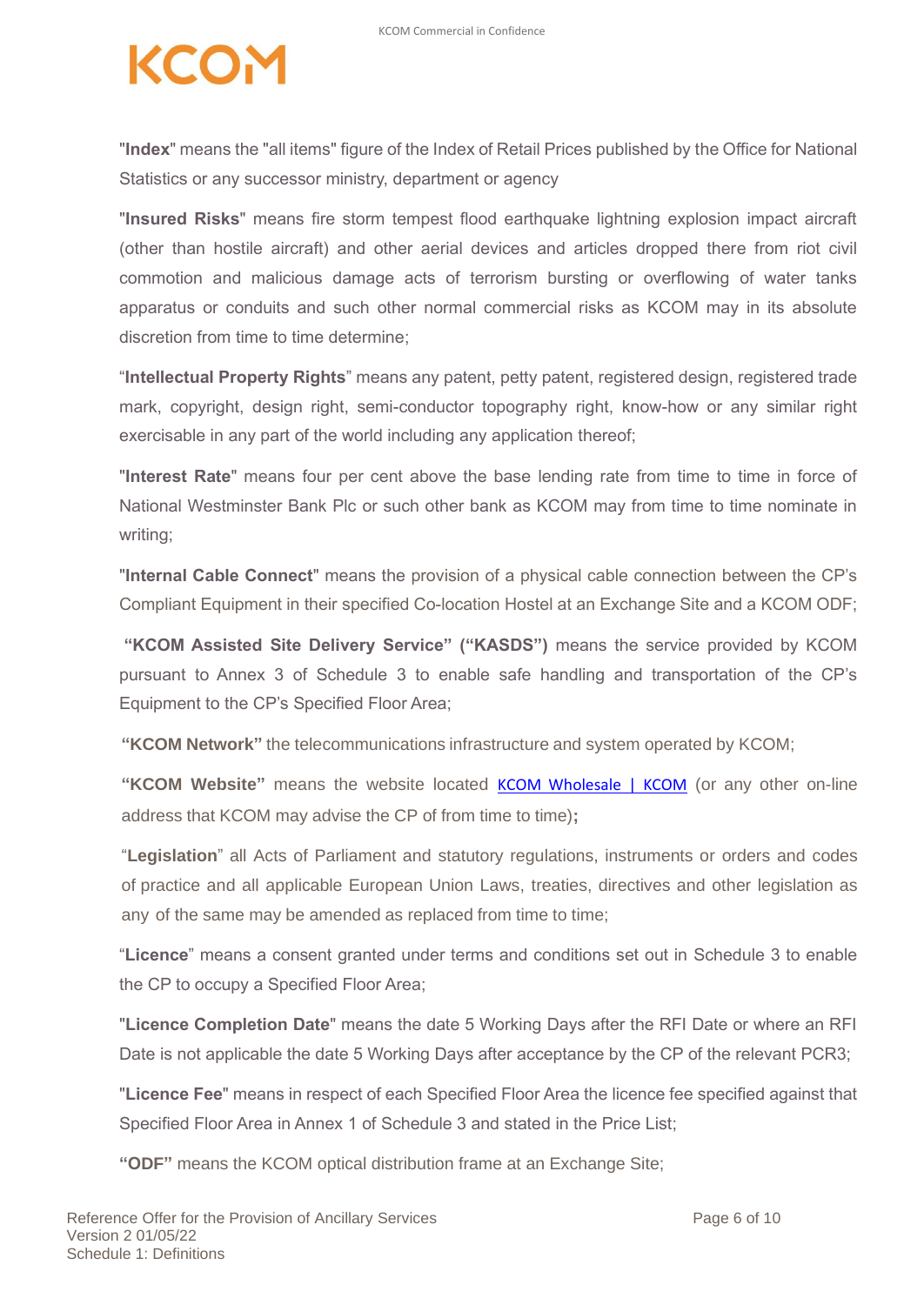"**Index**" means the "all items" figure of the Index of Retail Prices published by the Office for National Statistics or any successor ministry, department or agency

"**Insured Risks**" means fire storm tempest flood earthquake lightning explosion impact aircraft (other than hostile aircraft) and other aerial devices and articles dropped there from riot civil commotion and malicious damage acts of terrorism bursting or overflowing of water tanks apparatus or conduits and such other normal commercial risks as KCOM may in its absolute discretion from time to time determine;

"**Intellectual Property Rights**" means any patent, petty patent, registered design, registered trade mark, copyright, design right, semi-conductor topography right, know-how or any similar right exercisable in any part of the world including any application thereof;

"**Interest Rate**" means four per cent above the base lending rate from time to time in force of National Westminster Bank Plc or such other bank as KCOM may from time to time nominate in writing;

"**Internal Cable Connect**" means the provision of a physical cable connection between the CP's Compliant Equipment in their specified Co-location Hostel at an Exchange Site and a KCOM ODF;

**"KCOM Assisted Site Delivery Service" ("KASDS")** means the service provided by KCOM pursuant to Annex 3 of Schedule 3 to enable safe handling and transportation of the CP's Equipment to the CP's Specified Floor Area;

**"KCOM Network"** the telecommunications infrastructure and system operated by KCOM;

**"KCOM Website"** means the website located KCOM Wholesale | KCOM (or any other on-line address that KCOM may advise the CP of from time to time)**;**

"**Legislation**" all Acts of Parliament and statutory regulations, instruments or orders and codes of practice and all applicable European Union Laws, treaties, directives and other legislation as any of the same may be amended as replaced from time to time;

"**Licence**" means a consent granted under terms and conditions set out in Schedule 3 to enable the CP to occupy a Specified Floor Area;

"**Licence Completion Date**" means the date 5 Working Days after the RFI Date or where an RFI Date is not applicable the date 5 Working Days after acceptance by the CP of the relevant PCR3;

"**Licence Fee**" means in respect of each Specified Floor Area the licence fee specified against that Specified Floor Area in Annex 1 of Schedule 3 and stated in the Price List;

**"ODF"** means the KCOM optical distribution frame at an Exchange Site;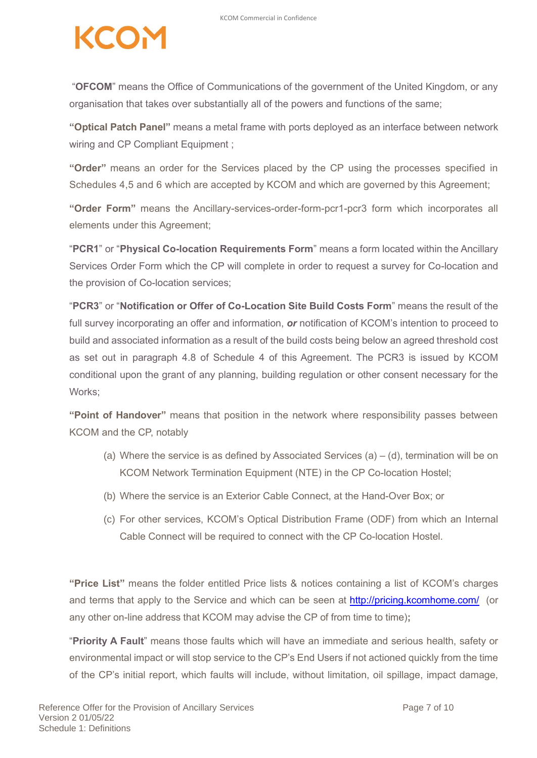"**OFCOM**" means the Office of Communications of the government of the United Kingdom, or any organisation that takes over substantially all of the powers and functions of the same;

**"Optical Patch Panel"** means a metal frame with ports deployed as an interface between network wiring and CP Compliant Equipment ;

**"Order"** means an order for the Services placed by the CP using the processes specified in Schedules 4,5 and 6 which are accepted by KCOM and which are governed by this Agreement;

**"Order Form"** means the Ancillary-services-order-form-pcr1-pcr3 form which incorporates all elements under this Agreement;

"**PCR1**" or "**Physical Co-location Requirements Form**" means a form located within the Ancillary Services Order Form which the CP will complete in order to request a survey for Co-location and the provision of Co-location services;

"**PCR3**" or "**Notification or Offer of Co-Location Site Build Costs Form**" means the result of the full survey incorporating an offer and information, ***or*** notification of KCOM's intention to proceed to build and associated information as a result of the build costs being below an agreed threshold cost as set out in paragraph 4.8 of Schedule 4 of this Agreement. The PCR3 is issued by KCOM conditional upon the grant of any planning, building regulation or other consent necessary for the Works;

**"Point of Handover"** means that position in the network where responsibility passes between KCOM and the CP, notably

(a) Where the service is as defined by Associated Services (a) – (d), termination will be on KCOM Network Termination Equipment (NTE) in the CP Co-location Hostel;

(b) Where the service is an Exterior Cable Connect, at the Hand-Over Box; or

(c) For other services, KCOM's Optical Distribution Frame (ODF) from which an Internal Cable Connect will be required to connect with the CP Co-location Hostel.

**"Price List"** means the folder entitled Price lists & notices containing a list of KCOM's charges and terms that apply to the Service and which can be seen at http://pricing.kcomhome.com/ (or any other on-line address that KCOM may advise the CP of from time to time)**;**

"**Priority A Fault**" means those faults which will have an immediate and serious health, safety or environmental impact or will stop service to the CP's End Users if not actioned quickly from the time of the CP's initial report, which faults will include, without limitation, oil spillage, impact damage,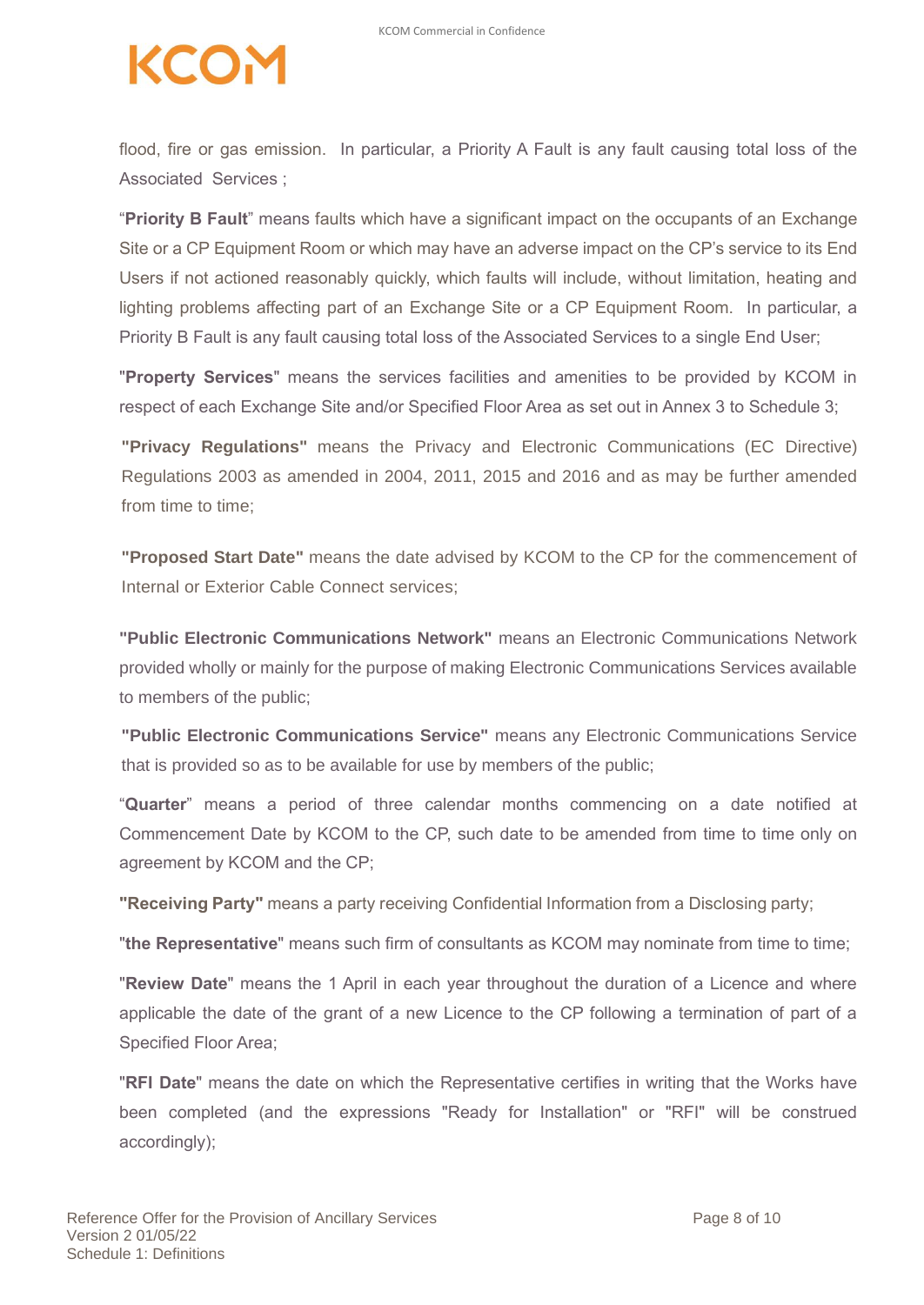flood, fire or gas emission.  In particular, a Priority A Fault is any fault causing total loss of the Associated  Services ;

"**Priority B Fault**" means faults which have a significant impact on the occupants of an Exchange Site or a CP Equipment Room or which may have an adverse impact on the CP's service to its End Users if not actioned reasonably quickly, which faults will include, without limitation, heating and lighting problems affecting part of an Exchange Site or a CP Equipment Room.  In particular, a Priority B Fault is any fault causing total loss of the Associated Services to a single End User;

"**Property Services**" means the services facilities and amenities to be provided by KCOM in respect of each Exchange Site and/or Specified Floor Area as set out in Annex 3 to Schedule 3;

**"Privacy Regulations"** means the Privacy and Electronic Communications (EC Directive) Regulations 2003 as amended in 2004, 2011, 2015 and 2016 and as may be further amended from time to time;

**"Proposed Start Date"** means the date advised by KCOM to the CP for the commencement of Internal or Exterior Cable Connect services;

**"Public Electronic Communications Network"** means an Electronic Communications Network provided wholly or mainly for the purpose of making Electronic Communications Services available to members of the public;

**"Public Electronic Communications Service"** means any Electronic Communications Service that is provided so as to be available for use by members of the public;

"**Quarter**" means a period of three calendar months commencing on a date notified at Commencement Date by KCOM to the CP, such date to be amended from time to time only on agreement by KCOM and the CP;

**"Receiving Party"** means a party receiving Confidential Information from a Disclosing party;

"**the Representative**" means such firm of consultants as KCOM may nominate from time to time;

"**Review Date**" means the 1 April in each year throughout the duration of a Licence and where applicable the date of the grant of a new Licence to the CP following a termination of part of a Specified Floor Area;

"**RFI Date**" means the date on which the Representative certifies in writing that the Works have been completed (and the expressions "Ready for Installation" or "RFI" will be construed accordingly);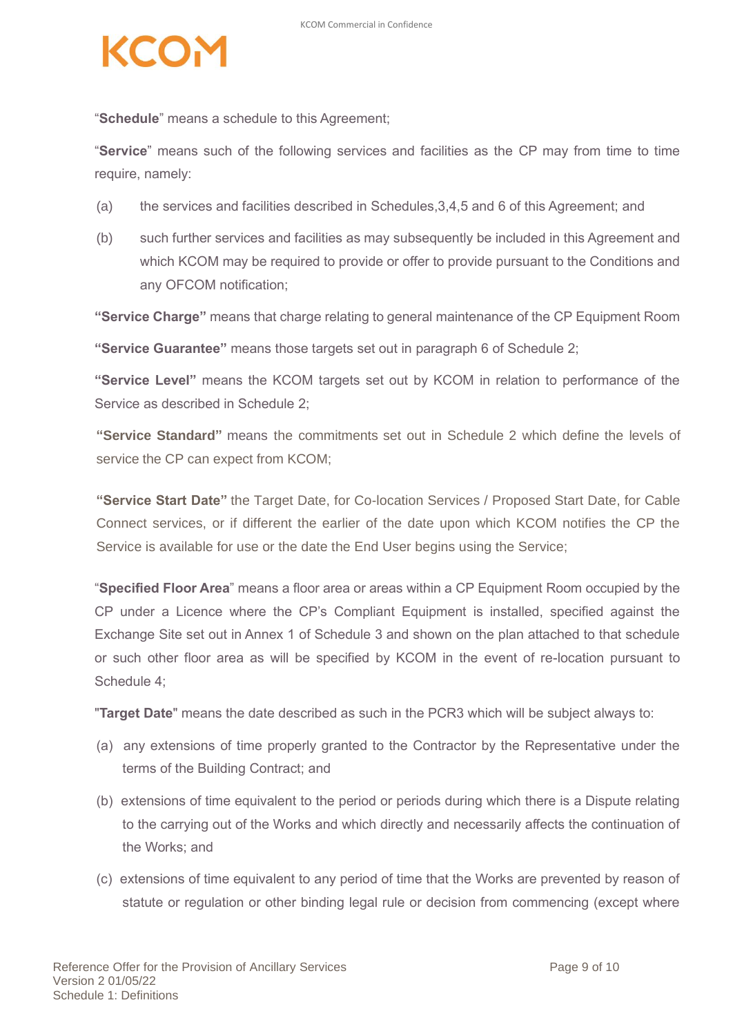"**Schedule**" means a schedule to this Agreement;

"**Service**" means such of the following services and facilities as the CP may from time to time require, namely:

(a) the services and facilities described in Schedules,3,4,5 and 6 of this Agreement; and

(b) such further services and facilities as may subsequently be included in this Agreement and which KCOM may be required to provide or offer to provide pursuant to the Conditions and any OFCOM notification;

**"Service Charge"** means that charge relating to general maintenance of the CP Equipment Room

**"Service Guarantee"** means those targets set out in paragraph 6 of Schedule 2;

**"Service Level"** means the KCOM targets set out by KCOM in relation to performance of the Service as described in Schedule 2;

**"Service Standard"** means the commitments set out in Schedule 2 which define the levels of service the CP can expect from KCOM;

**"Service Start Date"** the Target Date, for Co-location Services / Proposed Start Date, for Cable Connect services, or if different the earlier of the date upon which KCOM notifies the CP the Service is available for use or the date the End User begins using the Service;

"**Specified Floor Area**" means a floor area or areas within a CP Equipment Room occupied by the CP under a Licence where the CP's Compliant Equipment is installed, specified against the Exchange Site set out in Annex 1 of Schedule 3 and shown on the plan attached to that schedule or such other floor area as will be specified by KCOM in the event of re-location pursuant to Schedule 4;

"**Target Date**" means the date described as such in the PCR3 which will be subject always to:

(a) any extensions of time properly granted to the Contractor by the Representative under the terms of the Building Contract; and

(b) extensions of time equivalent to the period or periods during which there is a Dispute relating to the carrying out of the Works and which directly and necessarily affects the continuation of the Works; and

(c) extensions of time equivalent to any period of time that the Works are prevented by reason of statute or regulation or other binding legal rule or decision from commencing (except where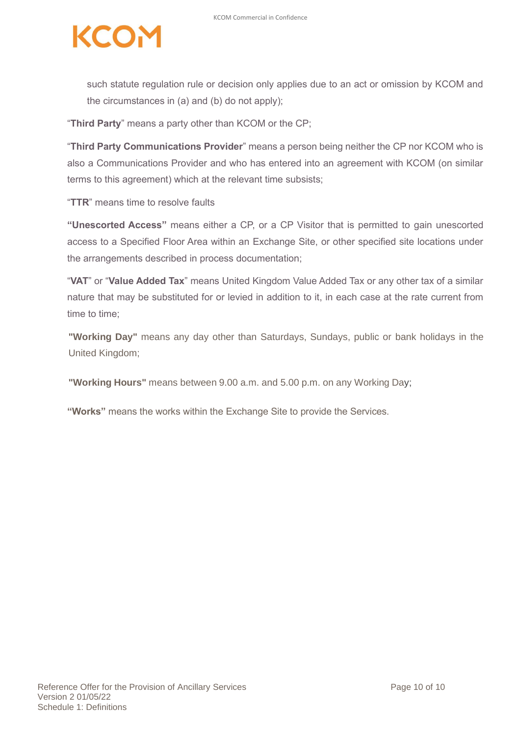such statute regulation rule or decision only applies due to an act or omission by KCOM and the circumstances in (a) and (b) do not apply);

"**Third Party**" means a party other than KCOM or the CP;

"**Third Party Communications Provider**" means a person being neither the CP nor KCOM who is also a Communications Provider and who has entered into an agreement with KCOM (on similar terms to this agreement) which at the relevant time subsists;

"**TTR**" means time to resolve faults

**"Unescorted Access"** means either a CP, or a CP Visitor that is permitted to gain unescorted access to a Specified Floor Area within an Exchange Site, or other specified site locations under the arrangements described in process documentation;

"**VAT**" or "**Value Added Tax**" means United Kingdom Value Added Tax or any other tax of a similar nature that may be substituted for or levied in addition to it, in each case at the rate current from time to time;

**"Working Day"** means any day other than Saturdays, Sundays, public or bank holidays in the United Kingdom;

**"Working Hours"** means between 9.00 a.m. and 5.00 p.m. on any Working Day;

**"Works"** means the works within the Exchange Site to provide the Services.